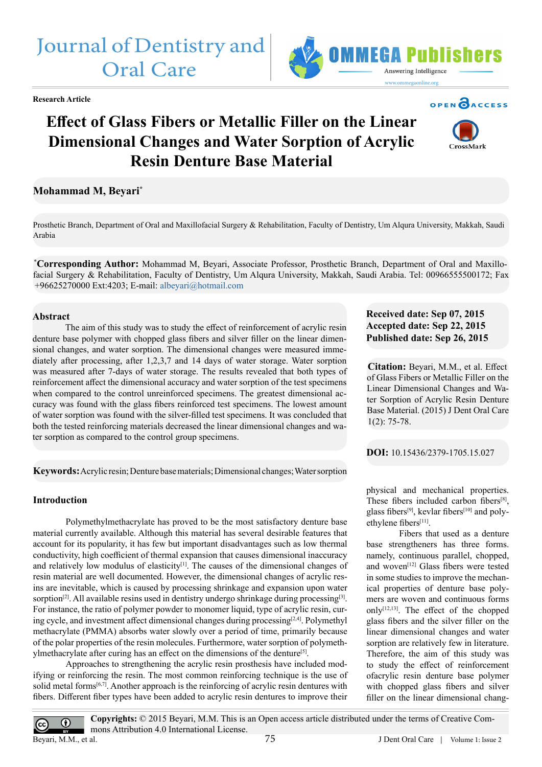Research Article

# Effect of Glass Fibers or Metallic Filler on the Linear Dimensional Changes and Water Sorption of Acrylic Resin Denture Base Material

**Mohammad M, Beyari***

Prosthetic Branch, Department of Oral and Maxillofacial Surgery & Rehabilitation, Faculty of Dentistry, Um Alqura University, Makkah, Saudi Arabia

***Corresponding Author:** Mohammad M, Beyari, Associate Professor, Prosthetic Branch, Department of Oral and Maxillofacial Surgery & Rehabilitation, Faculty of Dentistry, Um Alqura University, Makkah, Saudi Arabia. Tel: 00966555500172; Fax +96625270000 Ext:4203; E-mail: albeyari@hotmail.com

**Received date: Sep 07, 2015**
**Accepted date: Sep 22, 2015**
**Published date: Sep 26, 2015**

**Citation:** Beyari, M.M., et al. Effect of Glass Fibers or Metallic Filler on the Linear Dimensional Changes and Water Sorption of Acrylic Resin Denture Base Material. (2015) J Dent Oral Care 1(2): 75-78.

**DOI:** 10.15436/2379-1705.15.027

## Abstract

The aim of this study was to study the effect of reinforcement of acrylic resin denture base polymer with chopped glass fibers and silver filler on the linear dimensional changes, and water sorption. The dimensional changes were measured immediately after processing, after 1,2,3,7 and 14 days of water storage. Water sorption was measured after 7-days of water storage. The results revealed that both types of reinforcement affect the dimensional accuracy and water sorption of the test specimens when compared to the control unreinforced specimens. The greatest dimensional accuracy was found with the glass fibers reinforced test specimens. The lowest amount of water sorption was found with the silver-filled test specimens. It was concluded that both the tested reinforcing materials decreased the linear dimensional changes and water sorption as compared to the control group specimens.

**Keywords:** Acrylic resin; Denture base materials; Dimensional changes; Water sorption

## Introduction

Polymethylmethacrylate has proved to be the most satisfactory denture base material currently available. Although this material has several desirable features that account for its popularity, it has few but important disadvantages such as low thermal conductivity, high coefficient of thermal expansion that causes dimensional inaccuracy and relatively low modulus of elasticity[1]. The causes of the dimensional changes of resin material are well documented. However, the dimensional changes of acrylic resins are inevitable, which is caused by processing shrinkage and expansion upon water sorption[2]. All available resins used in dentistry undergo shrinkage during processing[3]. For instance, the ratio of polymer powder to monomer liquid, type of acrylic resin, curing cycle, and investment affect dimensional changes during processing[2,4]. Polymethyl methacrylate (PMMA) absorbs water slowly over a period of time, primarily because of the polar properties of the resin molecules. Furthermore, water sorption of polymethylmethacrylate after curing has an effect on the dimensions of the denture[5].

Approaches to strengthening the acrylic resin prosthesis have included modifying or reinforcing the resin. The most common reinforcing technique is the use of solid metal forms[6,7]. Another approach is the reinforcing of acrylic resin dentures with fibers. Different fiber types have been added to acrylic resin dentures to improve their physical and mechanical properties. These fibers included carbon fibers[8], glass fibers[9], kevlar fibers[10] and polyethylene fibers[11].

Fibers that used as a denture base strengtheners has three forms, namely, continuous parallel, chopped, and woven[12] Glass fibers were tested in some studies to improve the mechanical properties of denture base polymers are woven and continuous forms only[12,13]. The effect of the chopped glass fibers and the silver filler on the linear dimensional changes and water sorption are relatively few in literature. Therefore, the aim of this study was to study the effect of reinforcement ofacrylic resin denture base polymer with chopped glass fibers and silver filler on the linear dimensional chang-

**Copyrights:** © 2015 Beyari, M.M. This is an Open access article distributed under the terms of Creative Commons Attribution 4.0 International License.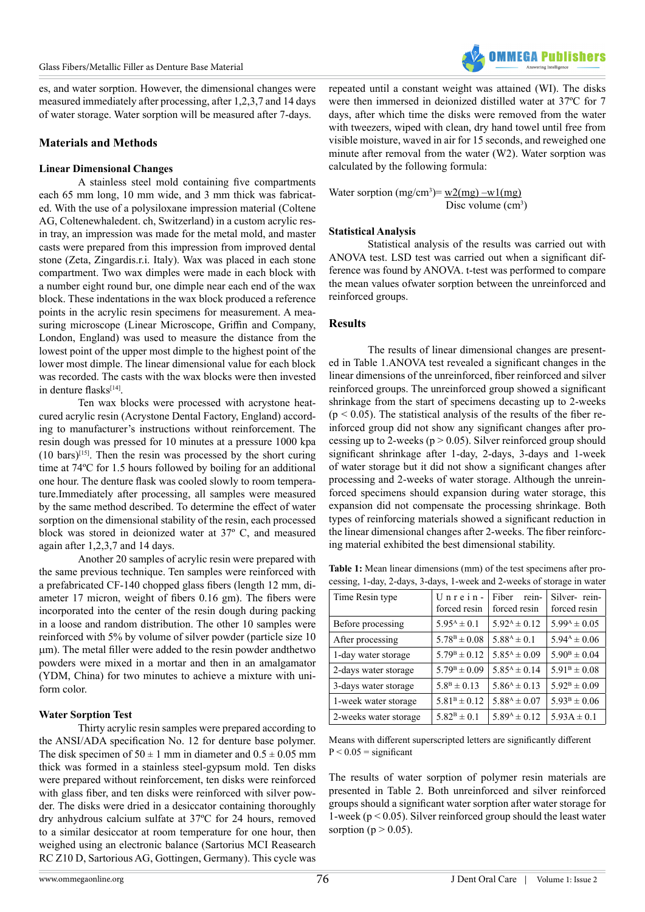es, and water sorption. However, the dimensional changes were measured immediately after processing, after 1,2,3,7 and 14 days of water storage. Water sorption will be measured after 7-days.

## Materials and Methods

### Linear Dimensional Changes

A stainless steel mold containing five compartments each 65 mm long, 10 mm wide, and 3 mm thick was fabricated. With the use of a polysiloxane impression material (Coltene AG, Coltenewhaledent. ch, Switzerland) in a custom acrylic resin tray, an impression was made for the metal mold, and master casts were prepared from this impression from improved dental stone (Zeta, Zingardis.r.i. Italy). Wax was placed in each stone compartment. Two wax dimples were made in each block with a number eight round bur, one dimple near each end of the wax block. These indentations in the wax block produced a reference points in the acrylic resin specimens for measurement. A measuring microscope (Linear Microscope, Griffin and Company, London, England) was used to measure the distance from the lowest point of the upper most dimple to the highest point of the lower most dimple. The linear dimensional value for each block was recorded. The casts with the wax blocks were then invested in denture flasks[14].

Ten wax blocks were processed with acrystone heat-cured acrylic resin (Acrystone Dental Factory, England) according to manufacturer's instructions without reinforcement. The resin dough was pressed for 10 minutes at a pressure 1000 kpa (10 bars)[15]. Then the resin was processed by the short curing time at 74ºC for 1.5 hours followed by boiling for an additional one hour. The denture flask was cooled slowly to room temperature.Immediately after processing, all samples were measured by the same method described. To determine the effect of water sorption on the dimensional stability of the resin, each processed block was stored in deionized water at 37º C, and measured again after 1,2,3,7 and 14 days.

Another 20 samples of acrylic resin were prepared with the same previous technique. Ten samples were reinforced with a prefabricated CF-140 chopped glass fibers (length 12 mm, diameter 17 micron, weight of fibers 0.16 gm). The fibers were incorporated into the center of the resin dough during packing in a loose and random distribution. The other 10 samples were reinforced with 5% by volume of silver powder (particle size 10 μm). The metal filler were added to the resin powder andthetwo powders were mixed in a mortar and then in an amalgamator (YDM, China) for two minutes to achieve a mixture with uniform color.

### Water Sorption Test

Thirty acrylic resin samples were prepared according to the ANSI/ADA specification No. 12 for denture base polymer. The disk specimen of 50 ± 1 mm in diameter and 0.5 ± 0.05 mm thick was formed in a stainless steel-gypsum mold. Ten disks were prepared without reinforcement, ten disks were reinforced with glass fiber, and ten disks were reinforced with silver powder. The disks were dried in a desiccator containing thoroughly dry anhydrous calcium sulfate at 37ºC for 24 hours, removed to a similar desiccator at room temperature for one hour, then weighed using an electronic balance (Sartorius MCI Reasearch RC Z10 D, Sartorious AG, Gottingen, Germany). This cycle was repeated until a constant weight was attained (WI). The disks were then immersed in deionized distilled water at 37ºC for 7 days, after which time the disks were removed from the water with tweezers, wiped with clean, dry hand towel until free from visible moisture, waved in air for 15 seconds, and reweighed one minute after removal from the water (W2). Water sorption was calculated by the following formula:

$$\text{Water sorption (mg/cm}^3\text{)} = \frac{w2(\text{mg}) - w1(\text{mg})}{\text{Disc volume (cm}^3\text{)}}$$

### Statistical Analysis

Statistical analysis of the results was carried out with ANOVA test. LSD test was carried out when a significant difference was found by ANOVA. t-test was performed to compare the mean values ofwater sorption between the unreinforced and reinforced groups.

## Results

The results of linear dimensional changes are presented in Table 1.ANOVA test revealed a significant changes in the linear dimensions of the unreinforced, fiber reinforced and silver reinforced groups. The unreinforced group showed a significant shrinkage from the start of specimens decasting up to 2-weeks ($p < 0.05$). The statistical analysis of the results of the fiber reinforced group did not show any significant changes after processing up to 2-weeks ($p > 0.05$). Silver reinforced group should significant shrinkage after 1-day, 2-days, 3-days and 1-week of water storage but it did not show a significant changes after processing and 2-weeks of water storage. Although the unreinforced specimens should expansion during water storage, this expansion did not compensate the processing shrinkage. Both types of reinforcing materials showed a significant reduction in the linear dimensional changes after 2-weeks. The fiber reinforcing material exhibited the best dimensional stability.

**Table 1:** Mean linear dimensions (mm) of the test specimens after processing, 1-day, 2-days, 3-days, 1-week and 2-weeks of storage in water

| Time Resin type | Unreinforced resin | Fiber reinforced resin | Silver- reinforced resin |
|---|---|---|---|
| Before processing | $5.95^A \pm 0.1$ | $5.92^A \pm 0.12$ | $5.99^A \pm 0.05$ |
| After processing | $5.78^B \pm 0.08$ | $5.88^A \pm 0.1$ | $5.94^A \pm 0.06$ |
| 1-day water storage | $5.79^B \pm 0.12$ | $5.85^A \pm 0.09$ | $5.90^B \pm 0.04$ |
| 2-days water storage | $5.79^B \pm 0.09$ | $5.85^A \pm 0.14$ | $5.91^B \pm 0.08$ |
| 3-days water storage | $5.8^B \pm 0.13$ | $5.86^A \pm 0.13$ | $5.92^B \pm 0.09$ |
| 1-week water storage | $5.81^B \pm 0.12$ | $5.88^A \pm 0.07$ | $5.93^B \pm 0.06$ |
| 2-weeks water storage | $5.82^B \pm 0.1$ | $5.89^A \pm 0.12$ | 5.93A ± 0.1 |

Means with different superscripted letters are significantly different
$P < 0.05$ = significant

The results of water sorption of polymer resin materials are presented in Table 2. Both unreinforced and silver reinforced groups should a significant water sorption after water storage for 1-week ($p < 0.05$). Silver reinforced group should the least water sorption ($p > 0.05$).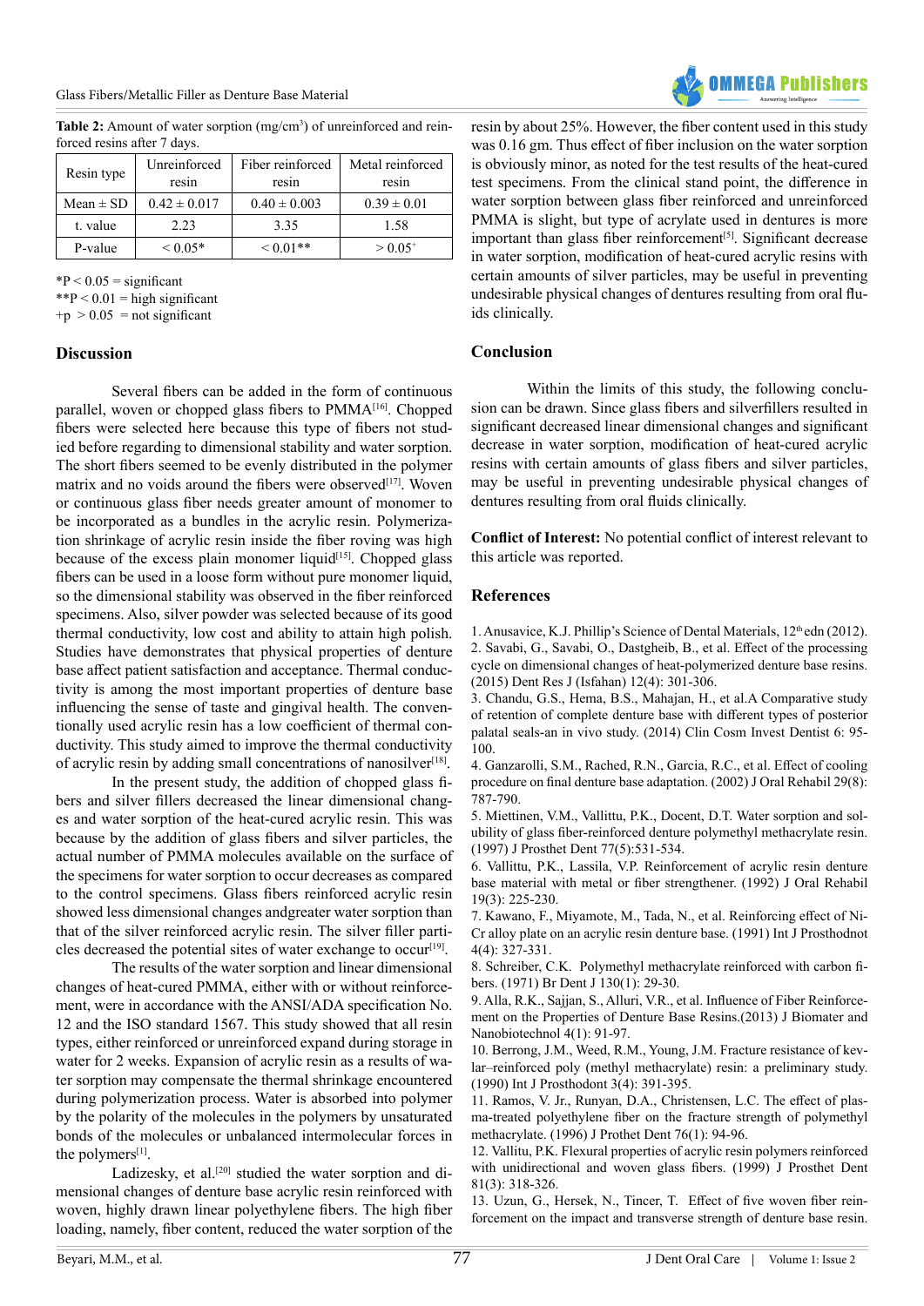**Table 2:** Amount of water sorption (mg/cm$^3$) of unreinforced and reinforced resins after 7 days.

| Resin type | Unreinforced resin | Fiber reinforced resin | Metal reinforced resin |
|---|---|---|---|
| Mean ± SD | 0.42 ± 0.017 | 0.40 ± 0.003 | 0.39 ± 0.01 |
| t. value | 2.23 | 3.35 | 1.58 |
| P-value | < 0.05* | < 0.01** | > 0.05$^+$ |

*P < 0.05 = significant
**P < 0.01 = high significant
+p > 0.05 = not significant

## Discussion

Several fibers can be added in the form of continuous parallel, woven or chopped glass fibers to PMMA[16]. Chopped fibers were selected here because this type of fibers not studied before regarding to dimensional stability and water sorption. The short fibers seemed to be evenly distributed in the polymer matrix and no voids around the fibers were observed[17]. Woven or continuous glass fiber needs greater amount of monomer to be incorporated as a bundles in the acrylic resin. Polymerization shrinkage of acrylic resin inside the fiber roving was high because of the excess plain monomer liquid[15]. Chopped glass fibers can be used in a loose form without pure monomer liquid, so the dimensional stability was observed in the fiber reinforced specimens. Also, silver powder was selected because of its good thermal conductivity, low cost and ability to attain high polish. Studies have demonstrates that physical properties of denture base affect patient satisfaction and acceptance. Thermal conductivity is among the most important properties of denture base influencing the sense of taste and gingival health. The conventionally used acrylic resin has a low coefficient of thermal conductivity. This study aimed to improve the thermal conductivity of acrylic resin by adding small concentrations of nanosilver[18].

In the present study, the addition of chopped glass fibers and silver fillers decreased the linear dimensional changes and water sorption of the heat-cured acrylic resin. This was because by the addition of glass fibers and silver particles, the actual number of PMMA molecules available on the surface of the specimens for water sorption to occur decreases as compared to the control specimens. Glass fibers reinforced acrylic resin showed less dimensional changes andgreater water sorption than that of the silver reinforced acrylic resin. The silver filler particles decreased the potential sites of water exchange to occur[19].

The results of the water sorption and linear dimensional changes of heat-cured PMMA, either with or without reinforcement, were in accordance with the ANSI/ADA specification No. 12 and the ISO standard 1567. This study showed that all resin types, either reinforced or unreinforced expand during storage in water for 2 weeks. Expansion of acrylic resin as a results of water sorption may compensate the thermal shrinkage encountered during polymerization process. Water is absorbed into polymer by the polarity of the molecules in the polymers by unsaturated bonds of the molecules or unbalanced intermolecular forces in the polymers[1].

Ladizesky, et al.[20] studied the water sorption and dimensional changes of denture base acrylic resin reinforced with woven, highly drawn linear polyethylene fibers. The high fiber loading, namely, fiber content, reduced the water sorption of the resin by about 25%. However, the fiber content used in this study was 0.16 gm. Thus effect of fiber inclusion on the water sorption is obviously minor, as noted for the test results of the heat-cured test specimens. From the clinical stand point, the difference in water sorption between glass fiber reinforced and unreinforced PMMA is slight, but type of acrylate used in dentures is more important than glass fiber reinforcement[5]. Significant decrease in water sorption, modification of heat-cured acrylic resins with certain amounts of silver particles, may be useful in preventing undesirable physical changes of dentures resulting from oral fluids clinically.

## Conclusion

Within the limits of this study, the following conclusion can be drawn. Since glass fibers and silverfillers resulted in significant decreased linear dimensional changes and significant decrease in water sorption, modification of heat-cured acrylic resins with certain amounts of glass fibers and silver particles, may be useful in preventing undesirable physical changes of dentures resulting from oral fluids clinically.

**Conflict of Interest:** No potential conflict of interest relevant to this article was reported.

## References

1. Anusavice, K.J. Phillip's Science of Dental Materials, 12th edn (2012).
2. Savabi, G., Savabi, O., Dastgheib, B., et al. Effect of the processing cycle on dimensional changes of heat-polymerized denture base resins. (2015) Dent Res J (Isfahan) 12(4): 301-306.
3. Chandu, G.S., Hema, B.S., Mahajan, H., et al.A Comparative study of retention of complete denture base with different types of posterior palatal seals-an in vivo study. (2014) Clin Cosm Invest Dentist 6: 95-100.
4. Ganzarolli, S.M., Rached, R.N., Garcia, R.C., et al. Effect of cooling procedure on final denture base adaptation. (2002) J Oral Rehabil 29(8): 787-790.
5. Miettinen, V.M., Vallittu, P.K., Docent, D.T. Water sorption and solubility of glass fiber-reinforced denture polymethyl methacrylate resin. (1997) J Prosthet Dent 77(5):531-534.
6. Vallittu, P.K., Lassila, V.P. Reinforcement of acrylic resin denture base material with metal or fiber strengthener. (1992) J Oral Rehabil 19(3): 225-230.
7. Kawano, F., Miyamote, M., Tada, N., et al. Reinforcing effect of Ni-Cr alloy plate on an acrylic resin denture base. (1991) Int J Prosthodnot 4(4): 327-331.
8. Schreiber, C.K. Polymethyl methacrylate reinforced with carbon fibers. (1971) Br Dent J 130(1): 29-30.
9. Alla, R.K., Sajjan, S., Alluri, V.R., et al. Influence of Fiber Reinforcement on the Properties of Denture Base Resins.(2013) J Biomater and Nanobiotechnol 4(1): 91-97.
10. Berrong, J.M., Weed, R.M., Young, J.M. Fracture resistance of kevlar–reinforced poly (methyl methacrylate) resin: a preliminary study. (1990) Int J Prosthodont 3(4): 391-395.
11. Ramos, V. Jr., Runyan, D.A., Christensen, L.C. The effect of plasma-treated polyethylene fiber on the fracture strength of polymethyl methacrylate. (1996) J Prothet Dent 76(1): 94-96.
12. Vallitu, P.K. Flexural properties of acrylic resin polymers reinforced with unidirectional and woven glass fibers. (1999) J Prosthet Dent 81(3): 318-326.
13. Uzun, G., Hersek, N., Tincer, T. Effect of five woven fiber reinforcement on the impact and transverse strength of denture base resin.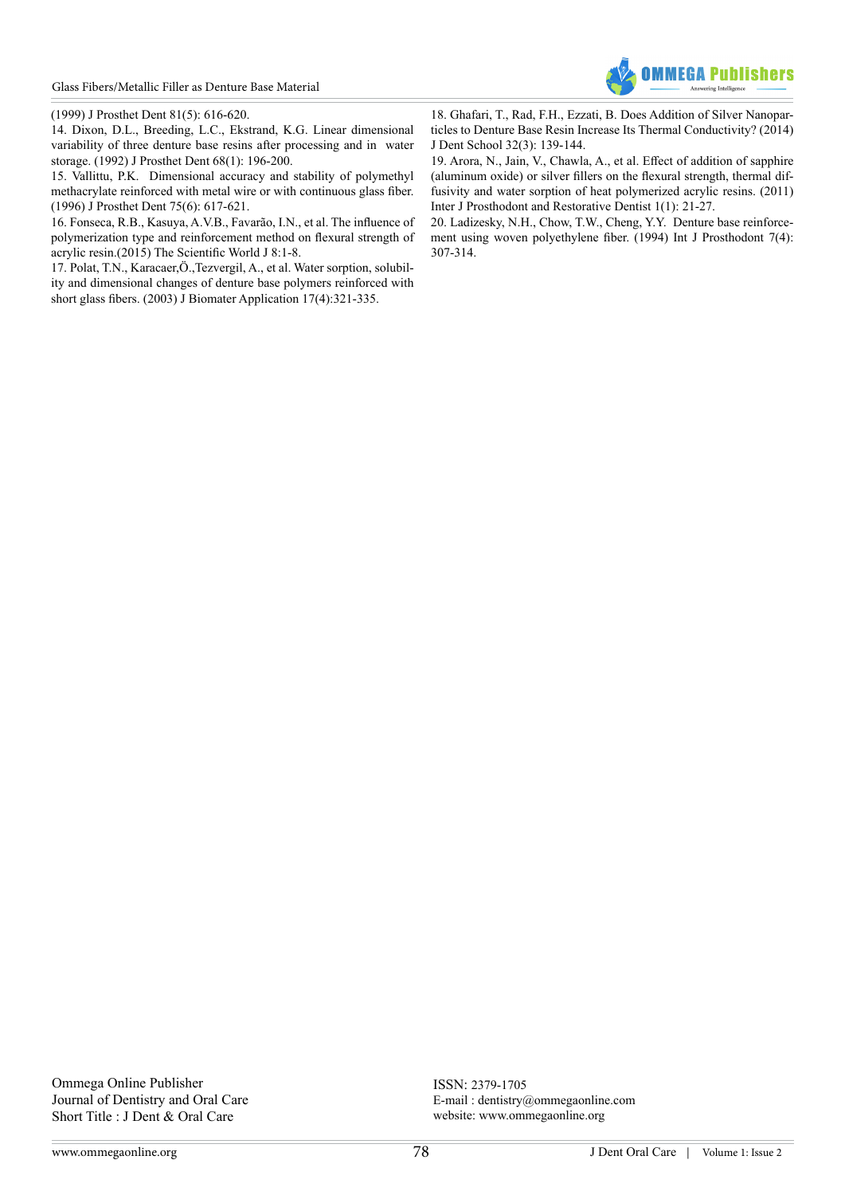(1999) J Prosthet Dent 81(5): 616-620.

14. Dixon, D.L., Breeding, L.C., Ekstrand, K.G. Linear dimensional variability of three denture base resins after processing and in water storage. (1992) J Prosthet Dent 68(1): 196-200.

15. Vallittu, P.K. Dimensional accuracy and stability of polymethyl methacrylate reinforced with metal wire or with continuous glass fiber. (1996) J Prosthet Dent 75(6): 617-621.

16. Fonseca, R.B., Kasuya, A.V.B., Favarão, I.N., et al. The influence of polymerization type and reinforcement method on flexural strength of acrylic resin.(2015) The Scientific World J 8:1-8.

17. Polat, T.N., Karacaer,Ö.,Tezvergil, A., et al. Water sorption, solubility and dimensional changes of denture base polymers reinforced with short glass fibers. (2003) J Biomater Application 17(4):321-335.

18. Ghafari, T., Rad, F.H., Ezzati, B. Does Addition of Silver Nanoparticles to Denture Base Resin Increase Its Thermal Conductivity? (2014) J Dent School 32(3): 139-144.

19. Arora, N., Jain, V., Chawla, A., et al. Effect of addition of sapphire (aluminum oxide) or silver fillers on the flexural strength, thermal diffusivity and water sorption of heat polymerized acrylic resins. (2011) Inter J Prosthodont and Restorative Dentist 1(1): 21-27.

20. Ladizesky, N.H., Chow, T.W., Cheng, Y.Y. Denture base reinforcement using woven polyethylene fiber. (1994) Int J Prosthodont 7(4): 307-314.

Ommega Online Publisher
Journal of Dentistry and Oral Care
Short Title : J Dent & Oral Care

ISSN: 2379-1705
E-mail : dentistry@ommegaonline.com
website: www.ommegaonline.org